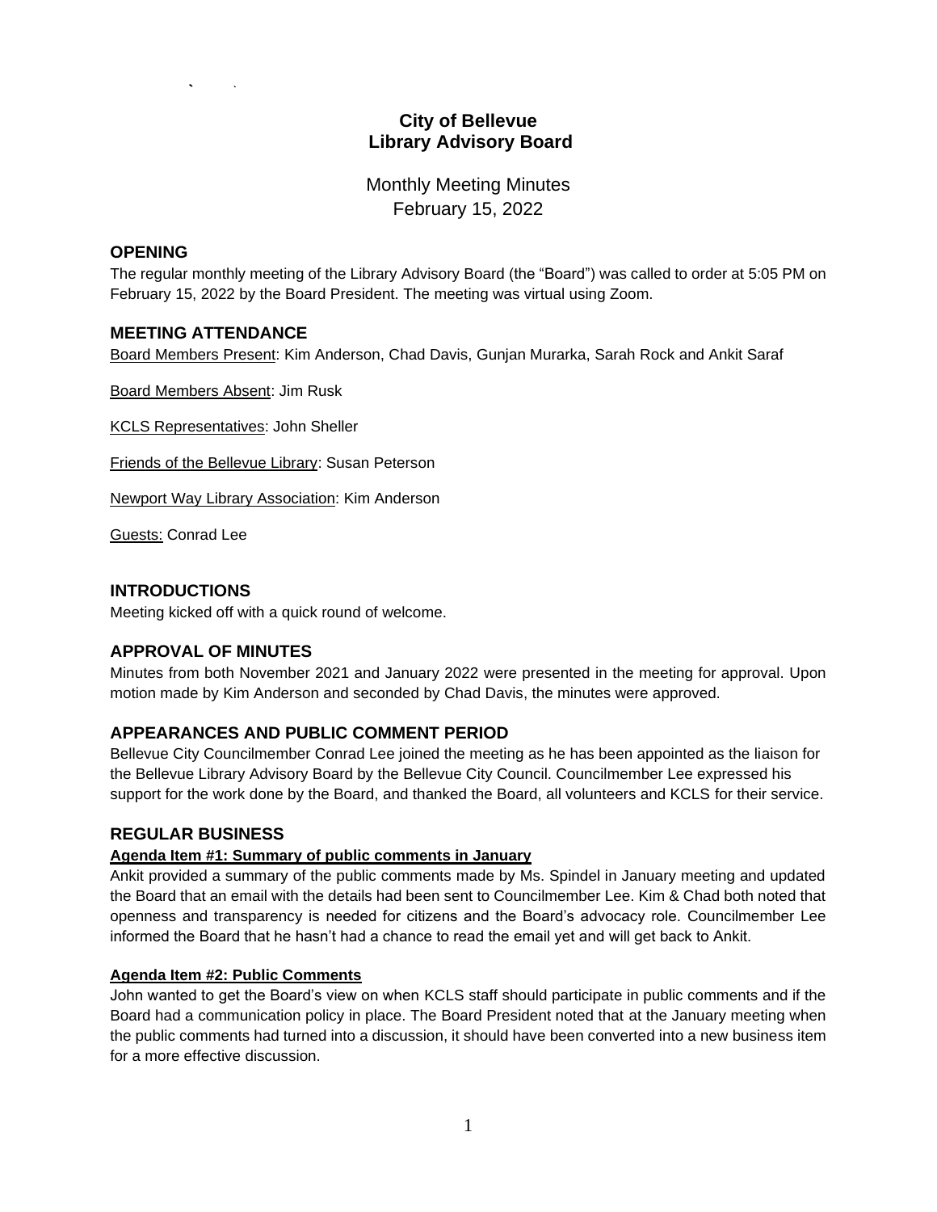# City of Bellevue
# Library Advisory Board

Monthly Meeting Minutes
February 15, 2022

## OPENING

The regular monthly meeting of the Library Advisory Board (the "Board") was called to order at 5:05 PM on February 15, 2022 by the Board President. The meeting was virtual using Zoom.

## MEETING ATTENDANCE

Board Members Present: Kim Anderson, Chad Davis, Gunjan Murarka, Sarah Rock and Ankit Saraf

Board Members Absent: Jim Rusk

KCLS Representatives: John Sheller

Friends of the Bellevue Library: Susan Peterson

Newport Way Library Association: Kim Anderson

Guests: Conrad Lee

## INTRODUCTIONS

Meeting kicked off with a quick round of welcome.

## APPROVAL OF MINUTES

Minutes from both November 2021 and January 2022 were presented in the meeting for approval. Upon motion made by Kim Anderson and seconded by Chad Davis, the minutes were approved.

## APPEARANCES AND PUBLIC COMMENT PERIOD

Bellevue City Councilmember Conrad Lee joined the meeting as he has been appointed as the liaison for the Bellevue Library Advisory Board by the Bellevue City Council. Councilmember Lee expressed his support for the work done by the Board, and thanked the Board, all volunteers and KCLS for their service.

## REGULAR BUSINESS

**Agenda Item #1: Summary of public comments in January**

Ankit provided a summary of the public comments made by Ms. Spindel in January meeting and updated the Board that an email with the details had been sent to Councilmember Lee. Kim & Chad both noted that openness and transparency is needed for citizens and the Board's advocacy role. Councilmember Lee informed the Board that he hasn't had a chance to read the email yet and will get back to Ankit.

**Agenda Item #2: Public Comments**

John wanted to get the Board's view on when KCLS staff should participate in public comments and if the Board had a communication policy in place. The Board President noted that at the January meeting when the public comments had turned into a discussion, it should have been converted into a new business item for a more effective discussion.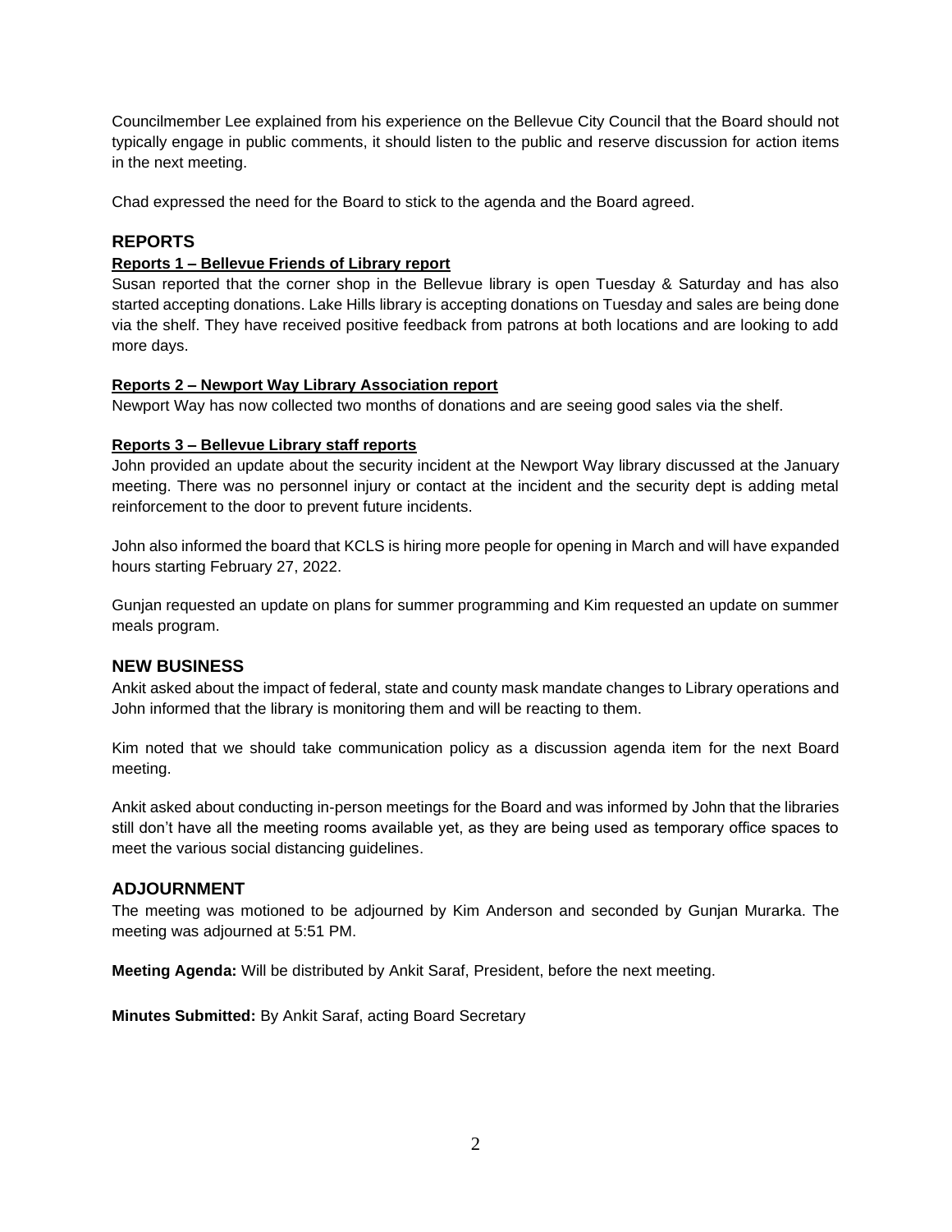Councilmember Lee explained from his experience on the Bellevue City Council that the Board should not typically engage in public comments, it should listen to the public and reserve discussion for action items in the next meeting.

Chad expressed the need for the Board to stick to the agenda and the Board agreed.

## REPORTS

**Reports 1 – Bellevue Friends of Library report**

Susan reported that the corner shop in the Bellevue library is open Tuesday & Saturday and has also started accepting donations. Lake Hills library is accepting donations on Tuesday and sales are being done via the shelf. They have received positive feedback from patrons at both locations and are looking to add more days.

**Reports 2 – Newport Way Library Association report**

Newport Way has now collected two months of donations and are seeing good sales via the shelf.

**Reports 3 – Bellevue Library staff reports**

John provided an update about the security incident at the Newport Way library discussed at the January meeting. There was no personnel injury or contact at the incident and the security dept is adding metal reinforcement to the door to prevent future incidents.

John also informed the board that KCLS is hiring more people for opening in March and will have expanded hours starting February 27, 2022.

Gunjan requested an update on plans for summer programming and Kim requested an update on summer meals program.

## NEW BUSINESS

Ankit asked about the impact of federal, state and county mask mandate changes to Library operations and John informed that the library is monitoring them and will be reacting to them.

Kim noted that we should take communication policy as a discussion agenda item for the next Board meeting.

Ankit asked about conducting in-person meetings for the Board and was informed by John that the libraries still don't have all the meeting rooms available yet, as they are being used as temporary office spaces to meet the various social distancing guidelines.

## ADJOURNMENT

The meeting was motioned to be adjourned by Kim Anderson and seconded by Gunjan Murarka. The meeting was adjourned at 5:51 PM.

**Meeting Agenda:** Will be distributed by Ankit Saraf, President, before the next meeting.

**Minutes Submitted:** By Ankit Saraf, acting Board Secretary